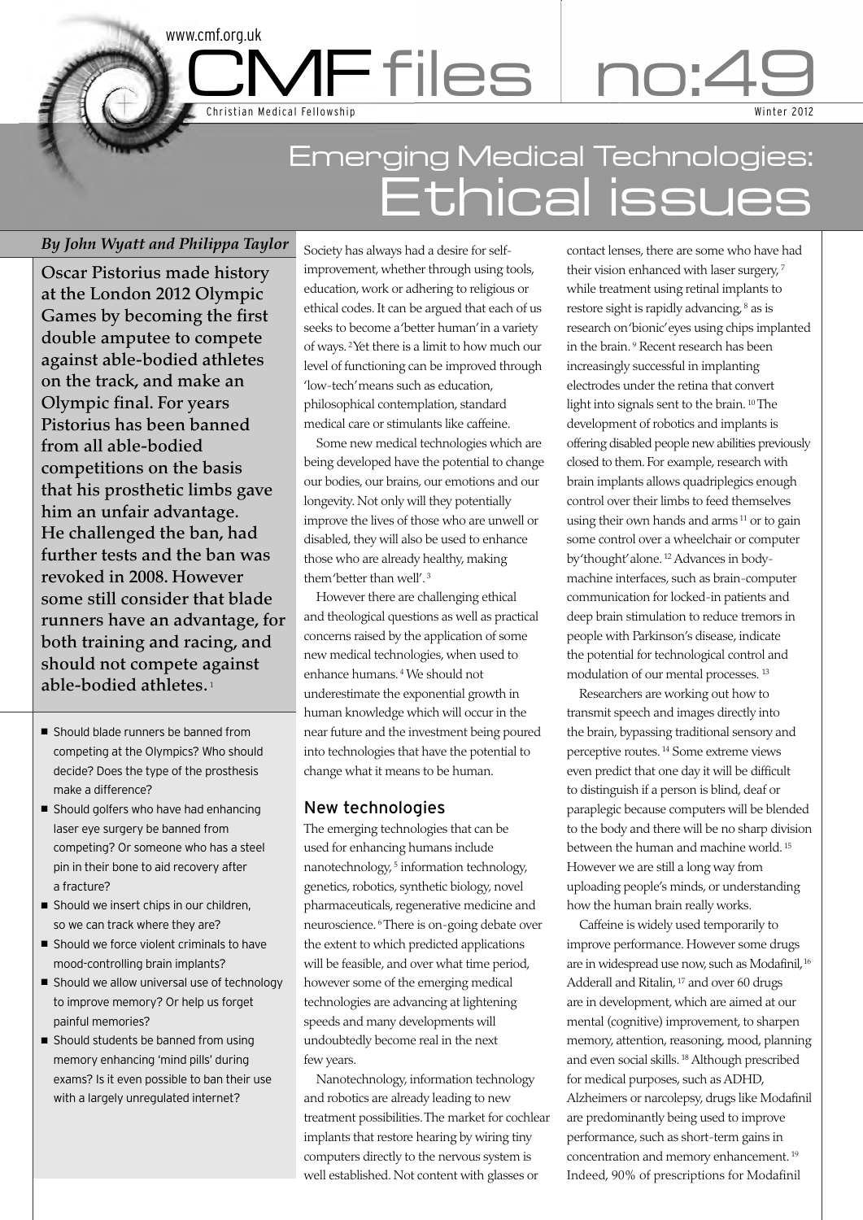www.cmf.org.uk

# CMF files no:49

Christian Medical Fellowship

Winter 2012

# Emerging Medical Technologies: Ethical issues

*By John Wyatt and Philippa Taylor*

**Oscar Pistorius made history at the London 2012 Olympic Games by becoming the first double amputee to compete against able-bodied athletes on the track, and make an Olympic final. For years Pistorius has been banned from all able-bodied competitions on the basis that his prosthetic limbs gave him an unfair advantage. He challenged the ban, had further tests and the ban was revoked in 2008. However some still consider that blade runners have an advantage, for both training and racing, and should not compete against able-bodied athletes.** [1]

- Should blade runners be banned from competing at the Olympics? Who should decide? Does the type of the prosthesis make a difference?
- Should golfers who have had enhancing laser eye surgery be banned from competing? Or someone who has a steel pin in their bone to aid recovery after a fracture?
- Should we insert chips in our children, so we can track where they are?
- Should we force violent criminals to have mood-controlling brain implants?
- Should we allow universal use of technology to improve memory? Or help us forget painful memories?
- Should students be banned from using memory enhancing 'mind pills' during exams? Is it even possible to ban their use with a largely unregulated internet?

Society has always had a desire for self-improvement, whether through using tools, education, work or adhering to religious or ethical codes. It can be argued that each of us seeks to become a 'better human' in a variety of ways. [2] Yet there is a limit to how much our level of functioning can be improved through 'low-tech' means such as education, philosophical contemplation, standard medical care or stimulants like caffeine.

Some new medical technologies which are being developed have the potential to change our bodies, our brains, our emotions and our longevity. Not only will they potentially improve the lives of those who are unwell or disabled, they will also be used to enhance those who are already healthy, making them 'better than well'. [3]

However there are challenging ethical and theological questions as well as practical concerns raised by the application of some new medical technologies, when used to enhance humans. [4] We should not underestimate the exponential growth in human knowledge which will occur in the near future and the investment being poured into technologies that have the potential to change what it means to be human.

## New technologies

The emerging technologies that can be used for enhancing humans include nanotechnology, [5] information technology, genetics, robotics, synthetic biology, novel pharmaceuticals, regenerative medicine and neuroscience. [6] There is on-going debate over the extent to which predicted applications will be feasible, and over what time period, however some of the emerging medical technologies are advancing at lightening speeds and many developments will undoubtedly become real in the next few years.

Nanotechnology, information technology and robotics are already leading to new treatment possibilities. The market for cochlear implants that restore hearing by wiring tiny computers directly to the nervous system is well established. Not content with glasses or contact lenses, there are some who have had their vision enhanced with laser surgery, [7] while treatment using retinal implants to restore sight is rapidly advancing, [8] as is research on 'bionic' eyes using chips implanted in the brain. [9] Recent research has been increasingly successful in implanting electrodes under the retina that convert light into signals sent to the brain. [10] The development of robotics and implants is offering disabled people new abilities previously closed to them. For example, research with brain implants allows quadriplegics enough control over their limbs to feed themselves using their own hands and arms [11] or to gain some control over a wheelchair or computer by 'thought' alone. [12] Advances in body-machine interfaces, such as brain-computer communication for locked-in patients and deep brain stimulation to reduce tremors in people with Parkinson's disease, indicate the potential for technological control and modulation of our mental processes. [13]

Researchers are working out how to transmit speech and images directly into the brain, bypassing traditional sensory and perceptive routes. [14] Some extreme views even predict that one day it will be difficult to distinguish if a person is blind, deaf or paraplegic because computers will be blended to the body and there will be no sharp division between the human and machine world. [15] However we are still a long way from uploading people's minds, or understanding how the human brain really works.

Caffeine is widely used temporarily to improve performance. However some drugs are in widespread use now, such as Modafinil, [16] Adderall and Ritalin, [17] and over 60 drugs are in development, which are aimed at our mental (cognitive) improvement, to sharpen memory, attention, reasoning, mood, planning and even social skills. [18] Although prescribed for medical purposes, such as ADHD, Alzheimers or narcolepsy, drugs like Modafinil are predominantly being used to improve performance, such as short-term gains in concentration and memory enhancement. [19] Indeed, 90% of prescriptions for Modafinil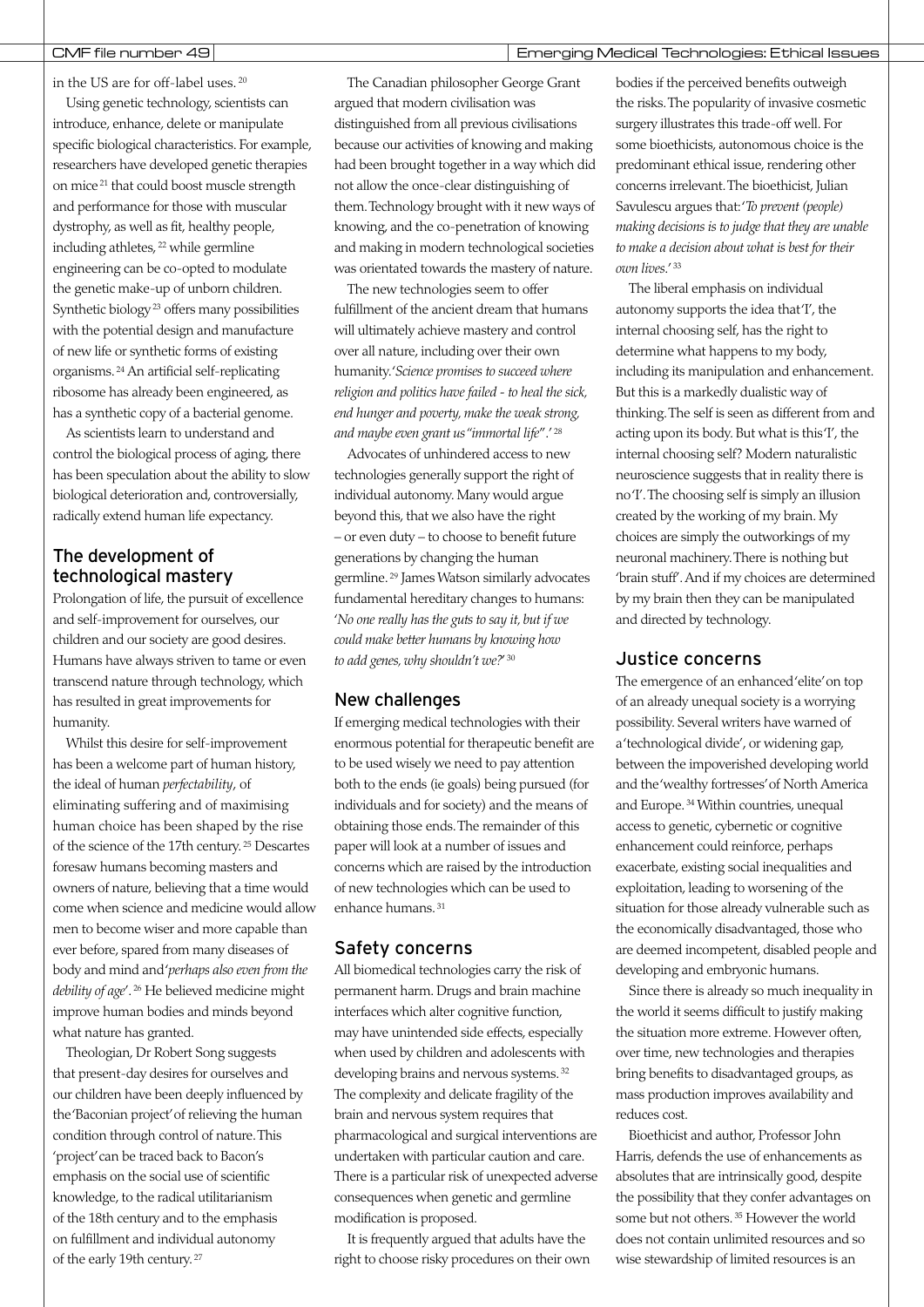in the US are for off-label uses.[20]

Using genetic technology, scientists can introduce, enhance, delete or manipulate specific biological characteristics. For example, researchers have developed genetic therapies on mice[21] that could boost muscle strength and performance for those with muscular dystrophy, as well as fit, healthy people, including athletes,[22] while germline engineering can be co-opted to modulate the genetic make-up of unborn children. Synthetic biology[23] offers many possibilities with the potential design and manufacture of new life or synthetic forms of existing organisms.[24] An artificial self-replicating ribosome has already been engineered, as has a synthetic copy of a bacterial genome.

As scientists learn to understand and control the biological process of aging, there has been speculation about the ability to slow biological deterioration and, controversially, radically extend human life expectancy.

## The development of technological mastery

Prolongation of life, the pursuit of excellence and self-improvement for ourselves, our children and our society are good desires. Humans have always striven to tame or even transcend nature through technology, which has resulted in great improvements for humanity.

Whilst this desire for self-improvement has been a welcome part of human history, the ideal of human *perfectability*, of eliminating suffering and of maximising human choice has been shaped by the rise of the science of the 17th century.[25] Descartes foresaw humans becoming masters and owners of nature, believing that a time would come when science and medicine would allow men to become wiser and more capable than ever before, spared from many diseases of body and mind and '*perhaps also even from the debility of age*'.[26] He believed medicine might improve human bodies and minds beyond what nature has granted.

Theologian, Dr Robert Song suggests that present-day desires for ourselves and our children have been deeply influenced by the 'Baconian project' of relieving the human condition through control of nature. This 'project' can be traced back to Bacon's emphasis on the social use of scientific knowledge, to the radical utilitarianism of the 18th century and to the emphasis on fulfillment and individual autonomy of the early 19th century.[27]

The Canadian philosopher George Grant argued that modern civilisation was distinguished from all previous civilisations because our activities of knowing and making had been brought together in a way which did not allow the once-clear distinguishing of them. Technology brought with it new ways of knowing, and the co-penetration of knowing and making in modern technological societies was orientated towards the mastery of nature.

The new technologies seem to offer fulfillment of the ancient dream that humans will ultimately achieve mastery and control over all nature, including over their own humanity. '*Science promises to succeed where religion and politics have failed - to heal the sick, end hunger and poverty, make the weak strong, and maybe even grant us "immortal life"*'.[28]

Advocates of unhindered access to new technologies generally support the right of individual autonomy. Many would argue beyond this, that we also have the right – or even duty – to choose to benefit future generations by changing the human germline.[29] James Watson similarly advocates fundamental hereditary changes to humans: '*No one really has the guts to say it, but if we could make better humans by knowing how to add genes, why shouldn't we?*'[30]

## New challenges

If emerging medical technologies with their enormous potential for therapeutic benefit are to be used wisely we need to pay attention both to the ends (ie goals) being pursued (for individuals and for society) and the means of obtaining those ends. The remainder of this paper will look at a number of issues and concerns which are raised by the introduction of new technologies which can be used to enhance humans.[31]

## Safety concerns

All biomedical technologies carry the risk of permanent harm. Drugs and brain machine interfaces which alter cognitive function, may have unintended side effects, especially when used by children and adolescents with developing brains and nervous systems.[32] The complexity and delicate fragility of the brain and nervous system requires that pharmacological and surgical interventions are undertaken with particular caution and care. There is a particular risk of unexpected adverse consequences when genetic and germline modification is proposed.

It is frequently argued that adults have the right to choose risky procedures on their own bodies if the perceived benefits outweigh the risks. The popularity of invasive cosmetic surgery illustrates this trade-off well. For some bioethicists, autonomous choice is the predominant ethical issue, rendering other concerns irrelevant. The bioethicist, Julian Savulescu argues that: '*To prevent (people) making decisions is to judge that they are unable to make a decision about what is best for their own lives.*'[33]

The liberal emphasis on individual autonomy supports the idea that 'I', the internal choosing self, has the right to determine what happens to my body, including its manipulation and enhancement. But this is a markedly dualistic way of thinking. The self is seen as different from and acting upon its body. But what is this 'I', the internal choosing self? Modern naturalistic neuroscience suggests that in reality there is no 'I'. The choosing self is simply an illusion created by the working of my brain. My choices are simply the outworkings of my neuronal machinery. There is nothing but 'brain stuff'. And if my choices are determined by my brain then they can be manipulated and directed by technology.

## Justice concerns

The emergence of an enhanced 'elite' on top of an already unequal society is a worrying possibility. Several writers have warned of a 'technological divide', or widening gap, between the impoverished developing world and the 'wealthy fortresses' of North America and Europe.[34] Within countries, unequal access to genetic, cybernetic or cognitive enhancement could reinforce, perhaps exacerbate, existing social inequalities and exploitation, leading to worsening of the situation for those already vulnerable such as the economically disadvantaged, those who are deemed incompetent, disabled people and developing and embryonic humans.

Since there is already so much inequality in the world it seems difficult to justify making the situation more extreme. However often, over time, new technologies and therapies bring benefits to disadvantaged groups, as mass production improves availability and reduces cost.

Bioethicist and author, Professor John Harris, defends the use of enhancements as absolutes that are intrinsically good, despite the possibility that they confer advantages on some but not others.[35] However the world does not contain unlimited resources and so wise stewardship of limited resources is an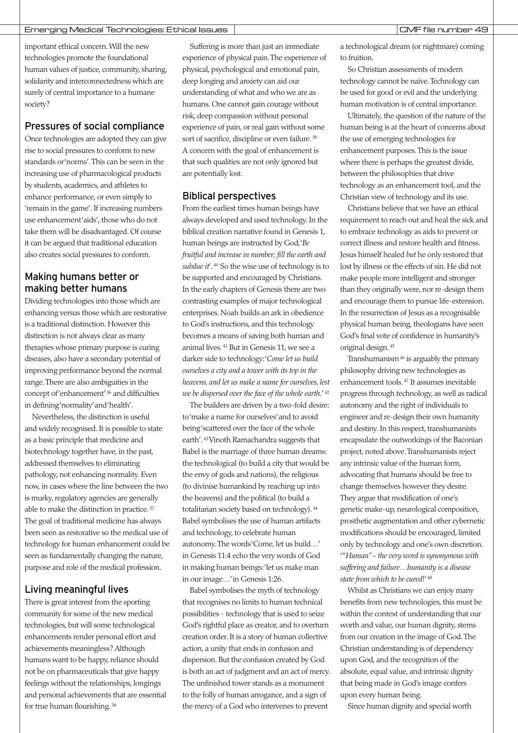important ethical concern. Will the new technologies promote the foundational human values of justice, community, sharing, solidarity and interconnectedness which are surely of central importance to a humane society?

## Pressures of social compliance

Once technologies are adopted they can give rise to social pressures to conform to new standards or 'norms'. This can be seen in the increasing use of pharmacological products by students, academics, and athletes to enhance performance, or even simply to 'remain in the game'. If increasing numbers use enhancement 'aids', those who do not take them will be disadvantaged. Of course it can be argued that traditional education also creates social pressures to conform.

## Making humans better or making better humans

Dividing technologies into those which are enhancing versus those which are restorative is a traditional distinction. However this distinction is not always clear as many therapies whose primary purpose is curing diseases, also have a secondary potential of improving performance beyond the normal range. There are also ambiguities in the concept of 'enhancement' [36] and difficulties in defining 'normality' and 'health'.

Nevertheless, the distinction is useful and widely recognised. It is possible to state as a basic principle that medicine and biotechnology together have, in the past, addressed themselves to eliminating pathology, not enhancing normality. Even now, in cases where the line between the two is murky, regulatory agencies are generally able to make the distinction in practice. [37] The goal of traditional medicine has always been seen as restorative so the medical use of technology for human enhancement could be seen as fundamentally changing the nature, purpose and role of the medical profession.

## Living meaningful lives

There is great interest from the sporting community for some of the new medical technologies, but will some technological enhancements render personal effort and achievements meaningless? Although humans want to be happy, reliance should not be on pharmaceuticals that give happy feelings without the relationships, longings and personal achievements that are essential for true human flourishing. [38]

Suffering is more than just an immediate experience of physical pain. The experience of physical, psychological and emotional pain, deep longing and anxiety can aid our understanding of what and who we are as humans. One cannot gain courage without risk, deep compassion without personal experience of pain, or real gain without some sort of sacrifice, discipline or even failure. [39] A concern with the goal of enhancement is that such qualities are not only ignored but are potentially lost.

## Biblical perspectives

From the earliest times human beings have always developed and used technology. In the biblical creation narrative found in Genesis 1, human beings are instructed by God, '*Be fruitful and increase in number; fill the earth and subdue it*'. [40] So the wise use of technology is to be supported and encouraged by Christians. In the early chapters of Genesis there are two contrasting examples of major technological enterprises. Noah builds an ark in obedience to God's instructions, and this technology becomes a means of saving both human and animal lives. [41] But in Genesis 11, we see a darker side to technology: '*Come let us build ourselves a city and a tower with its top in the heavens, and let us make a name for ourselves, lest we be dispersed over the face of the whole earth.*' [42]

The builders are driven by a two-fold desire: to 'make a name for ourselves' and to avoid being 'scattered over the face of the whole earth'. [43] Vinoth Ramachandra suggests that Babel is the marriage of three human dreams: the technological (to build a city that would be the envy of gods and nations), the religious (to divinise humankind by reaching up into the heavens) and the political (to build a totalitarian society based on technology). [44] Babel symbolises the use of human artifacts and technology, to celebrate human autonomy. The words 'Come, let us build…' in Genesis 11:4 echo the very words of God in making human beings: 'let us make man in our image…' in Genesis 1:26.

Babel symbolises the myth of technology that recognises no limits to human technical possibilities - technology that is used to seize God's rightful place as creator, and to overturn creation order. It is a story of human collective action, a unity that ends in confusion and dispersion. But the confusion created by God is both an act of judgment and an act of mercy. The unfinished tower stands as a monument to the folly of human arrogance, and a sign of the mercy of a God who intervenes to prevent a technological dream (or nightmare) coming to fruition.

So Christian assessments of modern technology cannot be naïve. Technology can be used for good or evil and the underlying human motivation is of central importance.

Ultimately, the question of the nature of the human being is at the heart of concerns about the use of emerging technologies for enhancement purposes. This is the issue where there is perhaps the greatest divide, between the philosophies that drive technology as an enhancement tool, and the Christian view of technology and its use.

Christians believe that we have an ethical requirement to reach out and heal the sick and to embrace technology as aids to prevent or correct illness and restore health and fitness. Jesus himself healed *but* he only restored that lost by illness or the effects of sin. He did not make people more intelligent and stronger than they originally were, nor re-design them and encourage them to pursue life-extension. In the resurrection of Jesus as a recognisable physical human being, theologians have seen God's final vote of confidence in humanity's original design. [45]

Transhumanism [46] is arguably the primary philosophy driving new technologies as enhancement tools. [47] It assumes inevitable progress through technology, as well as radical autonomy and the right of individuals to engineer and re-design their own humanity and destiny. In this respect, transhumanists encapsulate the outworkings of the Baconian project, noted above. Transhumanists reject any intrinsic value of the human form, advocating that humans should be free to change themselves however they desire. They argue that modification of one's genetic make-up, neurological composition, prosthetic augmentation and other cybernetic modifications should be encouraged, limited only by technology and one's own discretion. '*"Human" – the very word is synonymous with suffering and failure…humanity is a disease state from which to be cured!*' [48]

Whilst as Christians we can enjoy many benefits from new technologies, this must be within the context of understanding that our worth and value, our human dignity, stems from our creation in the image of God. The Christian understanding is of dependency upon God, and the recognition of the absolute, equal value, and intrinsic dignity that being made in God's image confers upon every human being.

Since human dignity and special worth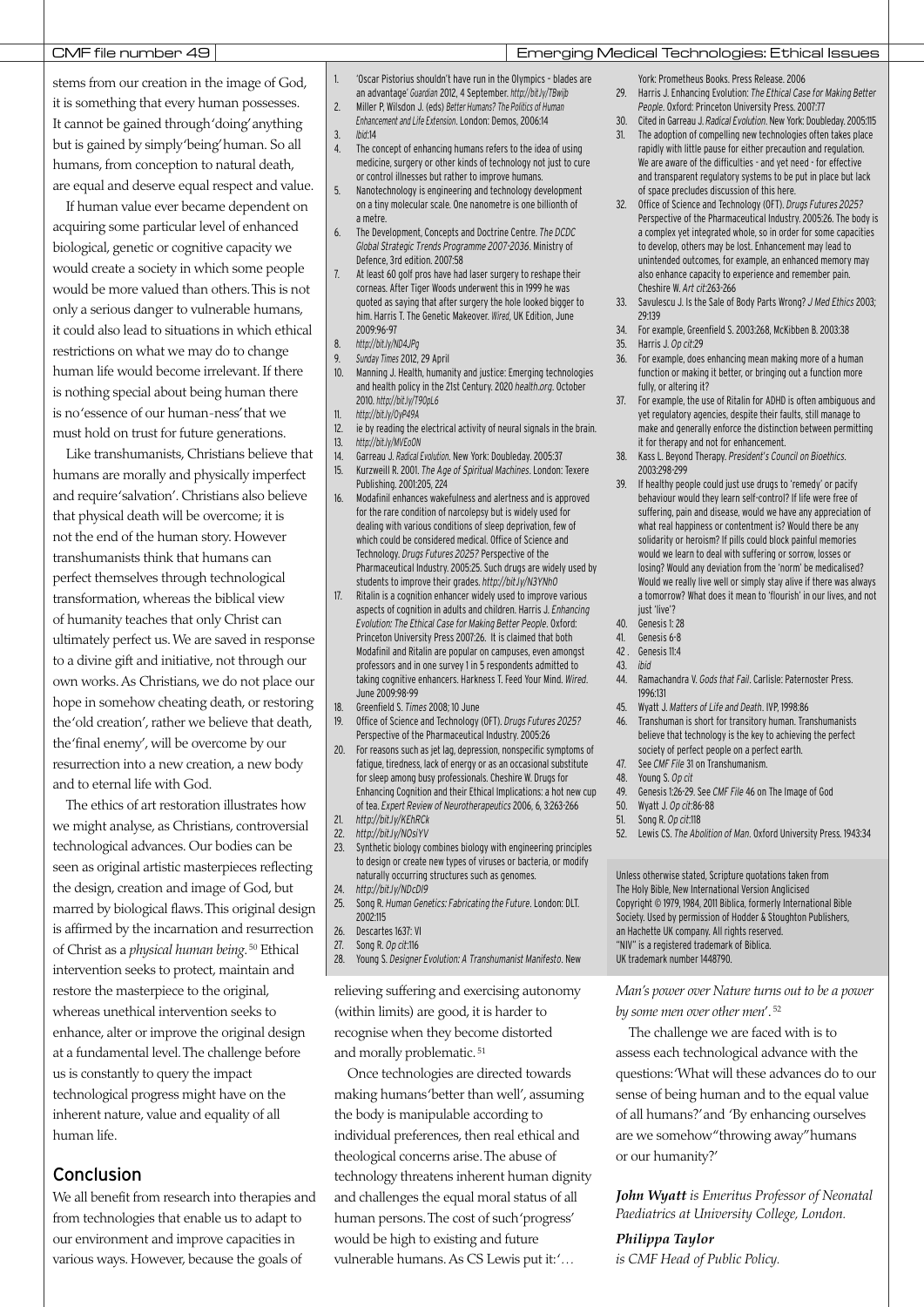stems from our creation in the image of God, it is something that every human possesses. It cannot be gained through 'doing' anything but is gained by simply 'being' human. So all humans, from conception to natural death, are equal and deserve equal respect and value.

If human value ever became dependent on acquiring some particular level of enhanced biological, genetic or cognitive capacity we would create a society in which some people would be more valued than others. This is not only a serious danger to vulnerable humans, it could also lead to situations in which ethical restrictions on what we may do to change human life would become irrelevant. If there is nothing special about being human there is no 'essence of our human-ness' that we must hold on trust for future generations.

Like transhumanists, Christians believe that humans are morally and physically imperfect and require 'salvation'. Christians also believe that physical death will be overcome; it is not the end of the human story. However transhumanists think that humans can perfect themselves through technological transformation, whereas the biblical view of humanity teaches that only Christ can ultimately perfect us. We are saved in response to a divine gift and initiative, not through our own works. As Christians, we do not place our hope in somehow cheating death, or restoring the 'old creation', rather we believe that death, the 'final enemy', will be overcome by our resurrection into a new creation, a new body and to eternal life with God.

The ethics of art restoration illustrates how we might analyse, as Christians, controversial technological advances. Our bodies can be seen as original artistic masterpieces reflecting the design, creation and image of God, but marred by biological flaws. This original design is affirmed by the incarnation and resurrection of Christ as a *physical human being*.[50] Ethical intervention seeks to protect, maintain and restore the masterpiece to the original, whereas unethical intervention seeks to enhance, alter or improve the original design at a fundamental level. The challenge before us is constantly to query the impact technological progress might have on the inherent nature, value and equality of all human life.

## Conclusion

We all benefit from research into therapies and from technologies that enable us to adapt to our environment and improve capacities in various ways. However, because the goals of relieving suffering and exercising autonomy (within limits) are good, it is harder to recognise when they become distorted and morally problematic.[51]

Once technologies are directed towards making humans 'better than well', assuming the body is manipulable according to individual preferences, then real ethical and theological concerns arise. The abuse of technology threatens inherent human dignity and challenges the equal moral status of all human persons. The cost of such 'progress' would be high to existing and future vulnerable humans. As CS Lewis put it: '… *Man's power over Nature turns out to be a power by some men over other men*'.[52]

The challenge we are faced with is to assess each technological advance with the questions: 'What will these advances do to our sense of being human and to the equal value of all humans?' and 'By enhancing ourselves are we somehow "throwing away" humans or our humanity?'

***John Wyatt*** *is Emeritus Professor of Neonatal Paediatrics at University College, London.*

***Philippa Taylor*** *is CMF Head of Public Policy.*

1. 'Oscar Pistorius shouldn't have run in the Olympics – blades are an advantage' *Guardian* 2012, 4 September. http://bit.ly/TBwijb
2. Miller P, Wilsdon J. (eds) *Better Humans? The Politics of Human Enhancement and Life Extension*. London: Demos, 2006:14
3. *Ibid*:14
4. The concept of enhancing humans refers to the idea of using medicine, surgery or other kinds of technology not just to cure or control illnesses but rather to improve humans.
5. Nanotechnology is engineering and technology development on a tiny molecular scale. One nanometre is one billionth of a metre.
6. The Development, Concepts and Doctrine Centre. *The DCDC Global Strategic Trends Programme 2007-2036*. Ministry of Defence, 3rd edition. 2007:58
7. At least 60 golf pros have had laser surgery to reshape their corneas. After Tiger Woods underwent this in 1999 he was quoted as saying that after surgery the hole looked bigger to him. Harris T. The Genetic Makeover. *Wired*, UK Edition, June 2009:96-97
8. http://bit.ly/ND4JPg
9. *Sunday Times* 2012, 29 April
10. Manning J. Health, humanity and justice: Emerging technologies and health policy in the 21st Century. 2020 *health.org*. October 2010. http://bit.ly/T9OpL6
11. http://bit.ly/OyP49A
12. ie by reading the electrical activity of neural signals in the brain.
13. http://bit.ly/MVEoON
14. Garreau J. *Radical Evolution*. New York: Doubleday. 2005:37
15. Kurzweill R. 2001. *The Age of Spiritual Machines*. London: Texere Publishing. 2001:205, 224
16. Modafinil enhances wakefulness and alertness and is approved for the rare condition of narcolepsy but is widely used for dealing with various conditions of sleep deprivation, few of which could be considered medical. Office of Science and Technology. *Drugs Futures 2025?* Perspective of the Pharmaceutical Industry. 2005:25. Such drugs are widely used by students to improve their grades. http://bit.ly/N3YNhO
17. Ritalin is a cognition enhancer widely used to improve various aspects of cognition in adults and children. Harris J. *Enhancing Evolution: The Ethical Case for Making Better People*. Oxford: Princeton University Press 2007:26. It is claimed that both Modafinil and Ritalin are popular on campuses, even amongst professors and in one survey 1 in 5 respondents admitted to taking cognitive enhancers. Harkness T. Feed Your Mind. *Wired*. June 2009:98-99
18. Greenfield S. *Times* 2008; 10 June
19. Office of Science and Technology (OFT). *Drugs Futures 2025?* Perspective of the Pharmaceutical Industry. 2005:26
20. For reasons such as jet lag, depression, nonspecific symptoms of fatigue, tiredness, lack of energy or as an occasional substitute for sleep among busy professionals. Cheshire W. Drugs for Enhancing Cognition and their Ethical Implications: a hot new cup of tea. *Expert Review of Neurotherapeutics* 2006, 6, 3:263-266
21. http://bit.ly/KEhRCk
22. http://bit.ly/NOsiYV
23. Synthetic biology combines biology with engineering principles to design or create new types of viruses or bacteria, or modify naturally occurring structures such as genomes.
24. http://bit.ly/NDcDI9
25. Song R. *Human Genetics: Fabricating the Future*. London: DLT. 2002:115
26. Descartes 1637: VI
27. Song R. *Op cit*:116
28. Young S. *Designer Evolution: A Transhumanist Manifesto*. New York: Prometheus Books. Press Release. 2006
29. Harris J. Enhancing Evolution: *The Ethical Case for Making Better People*. Oxford: Princeton University Press. 2007:77
30. Cited in Garreau J. *Radical Evolution*. New York: Doubleday. 2005:115
31. The adoption of compelling new technologies often takes place rapidly with little pause for either precaution and regulation. We are aware of the difficulties – and yet need – for effective and transparent regulatory systems to be put in place but lack of space precludes discussion of this here.
32. Office of Science and Technology (OFT). *Drugs Futures 2025?* Perspective of the Pharmaceutical Industry. 2005:26. The body is a complex yet integrated whole, so in order for some capacities to develop, others may be lost. Enhancement may lead to unintended outcomes, for example, an enhanced memory may also enhance capacity to experience and remember pain. Cheshire W. *Art cit*:263-266
33. Savulescu J. Is the Sale of Body Parts Wrong? *J Med Ethics* 2003; 29:139
34. For example, Greenfield S. 2003:268, McKibben B. 2003:38
35. Harris J. *Op cit*:29
36. For example, does enhancing mean making more of a human function or making it better, or bringing out a function more fully, or altering it?
37. For example, the use of Ritalin for ADHD is often ambiguous and yet regulatory agencies, despite their faults, still manage to make and generally enforce the distinction between permitting it for therapy and not for enhancement.
38. Kass L. Beyond Therapy. *President's Council on Bioethics*. 2003:298-299
39. If healthy people could just use drugs to 'remedy' or pacify behaviour would they learn self-control? If life were free of suffering, pain and disease, would we have any appreciation of what real happiness or contentment is? Would there be any solidarity or heroism? If pills could block painful memories would we learn to deal with suffering or sorrow, losses or losing? Would any deviation from the 'norm' be medicalised? Would we really live well or simply stay alive if there was always a tomorrow? What does it mean to 'flourish' in our lives, and not just 'live'?
40. Genesis 1: 28
41. Genesis 6-8
42. Genesis 11:4
43. *ibid*
44. Ramachandra V. *Gods that Fail*. Carlisle: Paternoster Press. 1996:131
45. Wyatt J. *Matters of Life and Death*. IVP, 1998:86
46. Transhuman is short for transitory human. Transhumanists believe that technology is the key to achieving the perfect society of perfect people on a perfect earth.
47. See *CMF File* 31 on Transhumanism.
48. Young S. *Op cit*
49. Genesis 1:26-29. See *CMF File* 46 on The Image of God
50. Wyatt J. *Op cit*:86-88
51. Song R. *Op cit*:118
52. Lewis CS. *The Abolition of Man*. Oxford University Press. 1943:34

Unless otherwise stated, Scripture quotations taken from The Holy Bible, New International Version Anglicised Copyright © 1979, 1984, 2011 Biblica, formerly International Bible Society. Used by permission of Hodder & Stoughton Publishers, an Hachette UK company. All rights reserved. "NIV" is a registered trademark of Biblica. UK trademark number 1448790.